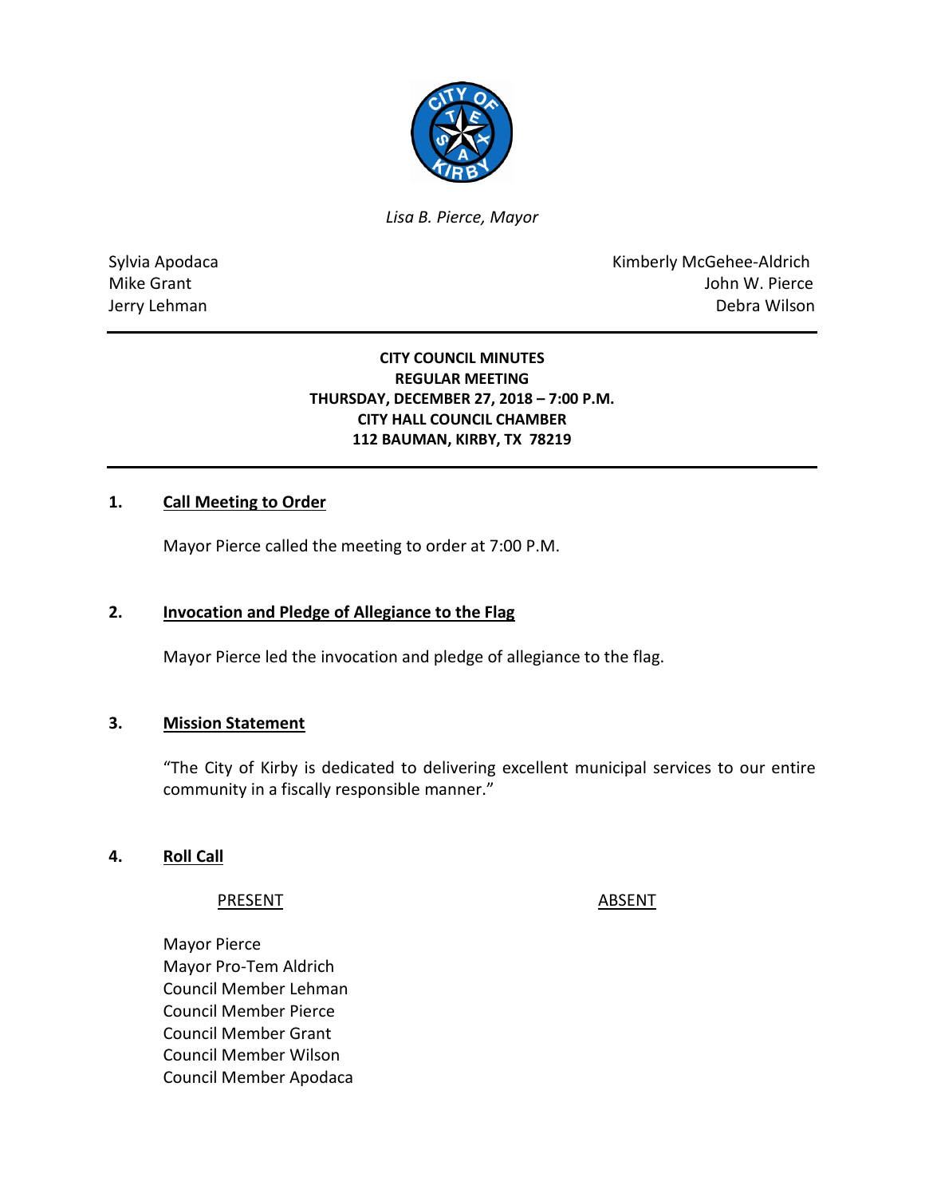*Lisa B. Pierce, Mayor*

Sylvia Apodaca
Mike Grant
Jerry Lehman

Kimberly McGehee-Aldrich
John W. Pierce
Debra Wilson

---

**CITY COUNCIL MINUTES**
**REGULAR MEETING**
**THURSDAY, DECEMBER 27, 2018 – 7:00 P.M.**
**CITY HALL COUNCIL CHAMBER**
**112 BAUMAN, KIRBY, TX 78219**

---

## 1. Call Meeting to Order

Mayor Pierce called the meeting to order at 7:00 P.M.

## 2. Invocation and Pledge of Allegiance to the Flag

Mayor Pierce led the invocation and pledge of allegiance to the flag.

## 3. Mission Statement

"The City of Kirby is dedicated to delivering excellent municipal services to our entire community in a fiscally responsible manner."

## 4. Roll Call

| PRESENT | ABSENT |
|---|---|
| Mayor Pierce | |
| Mayor Pro-Tem Aldrich | |
| Council Member Lehman | |
| Council Member Pierce | |
| Council Member Grant | |
| Council Member Wilson | |
| Council Member Apodaca | |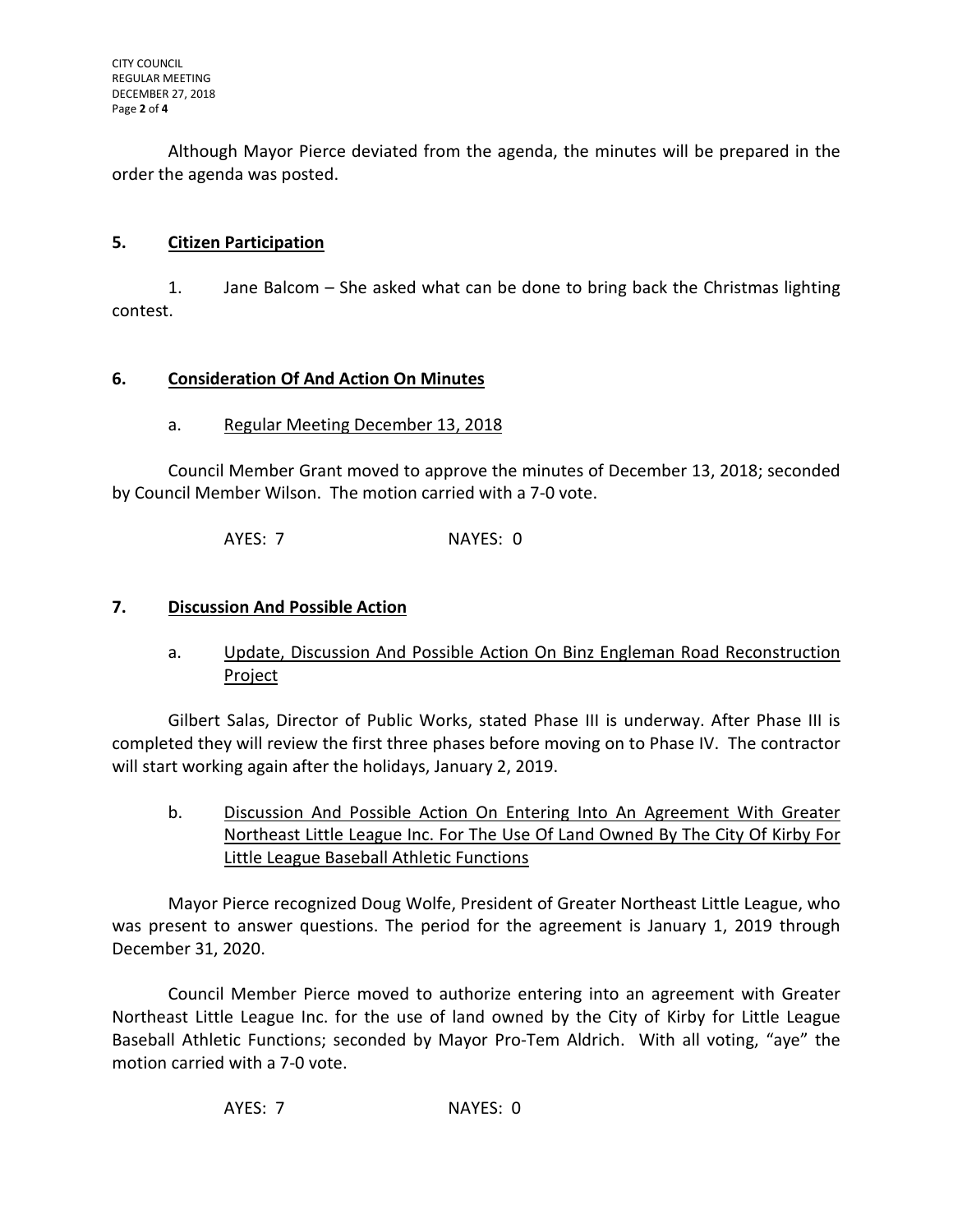Although Mayor Pierce deviated from the agenda, the minutes will be prepared in the order the agenda was posted.

## 5. Citizen Participation

1. Jane Balcom – She asked what can be done to bring back the Christmas lighting contest.

## 6. Consideration Of And Action On Minutes

a. Regular Meeting December 13, 2018

Council Member Grant moved to approve the minutes of December 13, 2018; seconded by Council Member Wilson. The motion carried with a 7-0 vote.

AYES: 7 NAYES: 0

## 7. Discussion And Possible Action

a. Update, Discussion And Possible Action On Binz Engleman Road Reconstruction Project

Gilbert Salas, Director of Public Works, stated Phase III is underway. After Phase III is completed they will review the first three phases before moving on to Phase IV. The contractor will start working again after the holidays, January 2, 2019.

b. Discussion And Possible Action On Entering Into An Agreement With Greater Northeast Little League Inc. For The Use Of Land Owned By The City Of Kirby For Little League Baseball Athletic Functions

Mayor Pierce recognized Doug Wolfe, President of Greater Northeast Little League, who was present to answer questions. The period for the agreement is January 1, 2019 through December 31, 2020.

Council Member Pierce moved to authorize entering into an agreement with Greater Northeast Little League Inc. for the use of land owned by the City of Kirby for Little League Baseball Athletic Functions; seconded by Mayor Pro-Tem Aldrich. With all voting, "aye" the motion carried with a 7-0 vote.

AYES: 7 NAYES: 0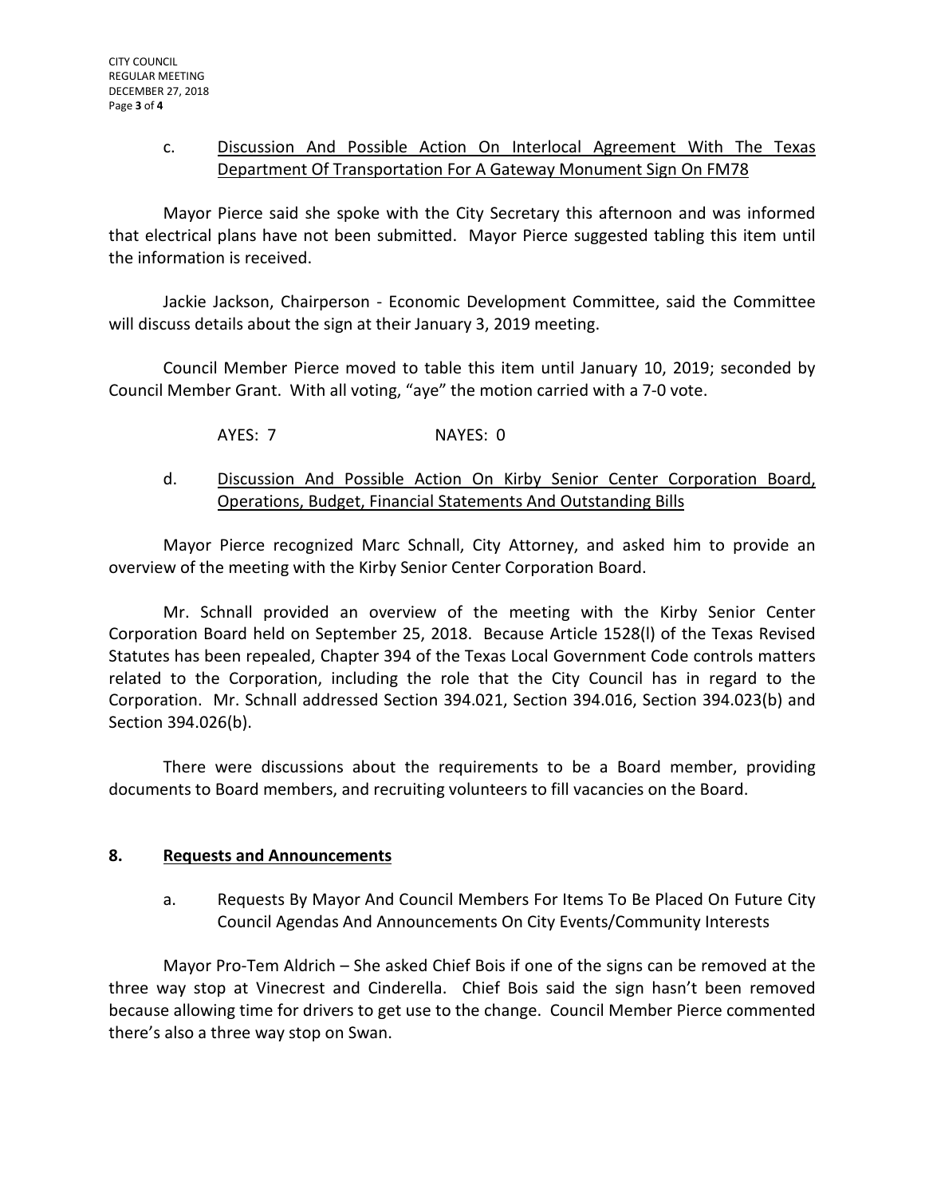c. Discussion And Possible Action On Interlocal Agreement With The Texas Department Of Transportation For A Gateway Monument Sign On FM78

Mayor Pierce said she spoke with the City Secretary this afternoon and was informed that electrical plans have not been submitted. Mayor Pierce suggested tabling this item until the information is received.

Jackie Jackson, Chairperson - Economic Development Committee, said the Committee will discuss details about the sign at their January 3, 2019 meeting.

Council Member Pierce moved to table this item until January 10, 2019; seconded by Council Member Grant. With all voting, "aye" the motion carried with a 7-0 vote.

AYES: 7 NAYES: 0

d. Discussion And Possible Action On Kirby Senior Center Corporation Board, Operations, Budget, Financial Statements And Outstanding Bills

Mayor Pierce recognized Marc Schnall, City Attorney, and asked him to provide an overview of the meeting with the Kirby Senior Center Corporation Board.

Mr. Schnall provided an overview of the meeting with the Kirby Senior Center Corporation Board held on September 25, 2018. Because Article 1528(l) of the Texas Revised Statutes has been repealed, Chapter 394 of the Texas Local Government Code controls matters related to the Corporation, including the role that the City Council has in regard to the Corporation. Mr. Schnall addressed Section 394.021, Section 394.016, Section 394.023(b) and Section 394.026(b).

There were discussions about the requirements to be a Board member, providing documents to Board members, and recruiting volunteers to fill vacancies on the Board.

## 8. Requests and Announcements

a. Requests By Mayor And Council Members For Items To Be Placed On Future City Council Agendas And Announcements On City Events/Community Interests

Mayor Pro-Tem Aldrich – She asked Chief Bois if one of the signs can be removed at the three way stop at Vinecrest and Cinderella. Chief Bois said the sign hasn't been removed because allowing time for drivers to get use to the change. Council Member Pierce commented there's also a three way stop on Swan.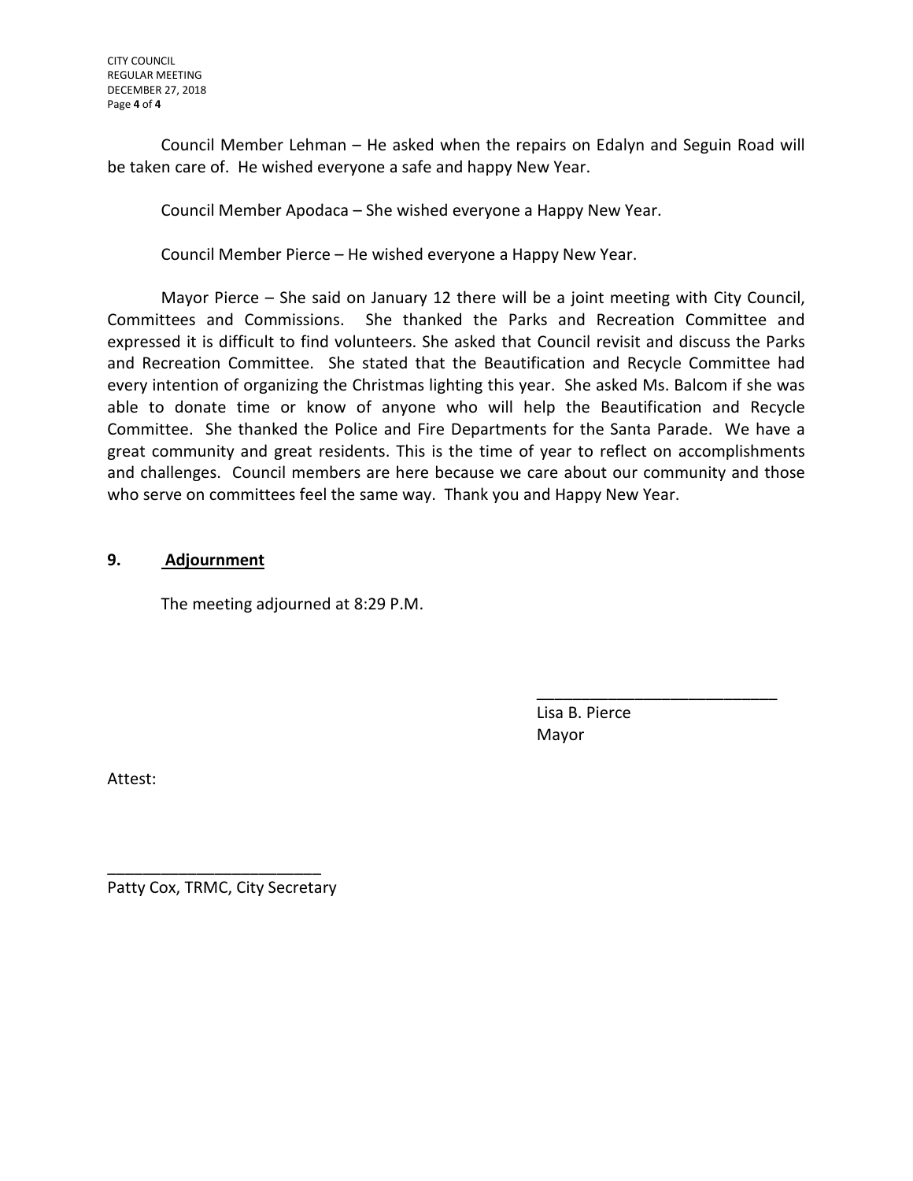Council Member Lehman – He asked when the repairs on Edalyn and Seguin Road will be taken care of. He wished everyone a safe and happy New Year.

Council Member Apodaca – She wished everyone a Happy New Year.

Council Member Pierce – He wished everyone a Happy New Year.

Mayor Pierce – She said on January 12 there will be a joint meeting with City Council, Committees and Commissions. She thanked the Parks and Recreation Committee and expressed it is difficult to find volunteers. She asked that Council revisit and discuss the Parks and Recreation Committee. She stated that the Beautification and Recycle Committee had every intention of organizing the Christmas lighting this year. She asked Ms. Balcom if she was able to donate time or know of anyone who will help the Beautification and Recycle Committee. She thanked the Police and Fire Departments for the Santa Parade. We have a great community and great residents. This is the time of year to reflect on accomplishments and challenges. Council members are here because we care about our community and those who serve on committees feel the same way. Thank you and Happy New Year.

## 9. Adjournment

The meeting adjourned at 8:29 P.M.

\_\_\_\_\_\_\_\_\_\_\_\_\_\_\_\_\_\_\_\_\_\_\_\_\_\_\_\_
Lisa B. Pierce
Mayor

Attest:

\_\_\_\_\_\_\_\_\_\_\_\_\_\_\_\_\_\_\_\_\_\_\_\_\_\_
Patty Cox, TRMC, City Secretary